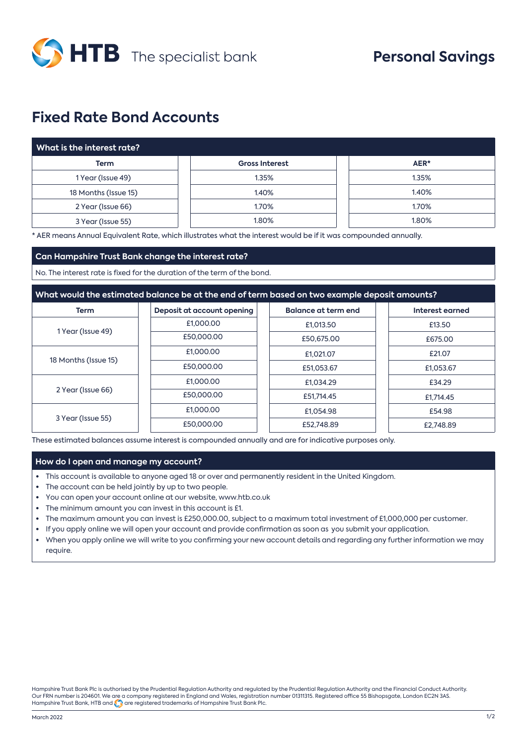HTB The specialist bank

# Personal Savings

## Fixed Rate Bond Accounts

### What is the interest rate?

| Term | Gross Interest | AER* |
|---|---|---|
| 1 Year (Issue 49) | 1.35% | 1.35% |
| 18 Months (Issue 15) | 1.40% | 1.40% |
| 2 Year (Issue 66) | 1.70% | 1.70% |
| 3 Year (Issue 55) | 1.80% | 1.80% |

* AER means Annual Equivalent Rate, which illustrates what the interest would be if it was compounded annually.

### Can Hampshire Trust Bank change the interest rate?

No. The interest rate is fixed for the duration of the term of the bond.

### What would the estimated balance be at the end of term based on two example deposit amounts?

| Term | Deposit at account opening | Balance at term end | Interest earned |
|---|---|---|---|
| 1 Year (Issue 49) | £1,000.00 | £1,013.50 | £13.50 |
| | £50,000.00 | £50,675.00 | £675.00 |
| 18 Months (Issue 15) | £1,000.00 | £1,021.07 | £21.07 |
| | £50,000.00 | £51,053.67 | £1,053.67 |
| 2 Year (Issue 66) | £1,000.00 | £1,034.29 | £34.29 |
| | £50,000.00 | £51,714.45 | £1,714.45 |
| 3 Year (Issue 55) | £1,000.00 | £1,054.98 | £54.98 |
| | £50,000.00 | £52,748.89 | £2,748.89 |

These estimated balances assume interest is compounded annually and are for indicative purposes only.

### How do I open and manage my account?

- This account is available to anyone aged 18 or over and permanently resident in the United Kingdom.
- The account can be held jointly by up to two people.
- You can open your account online at our website, www.htb.co.uk
- The minimum amount you can invest in this account is £1.
- The maximum amount you can invest is £250,000.00, subject to a maximum total investment of £1,000,000 per customer.
- If you apply online we will open your account and provide confirmation as soon as you submit your application.
- When you apply online we will write to you confirming your new account details and regarding any further information we may require.

Hampshire Trust Bank Plc is authorised by the Prudential Regulation Authority and regulated by the Prudential Regulation Authority and the Financial Conduct Authority. Our FRN number is 204601. We are a company registered in England and Wales, registration number 01311315. Registered office 55 Bishopsgate, London EC2N 3AS. Hampshire Trust Bank, HTB and are registered trademarks of Hampshire Trust Bank Plc.

March 2022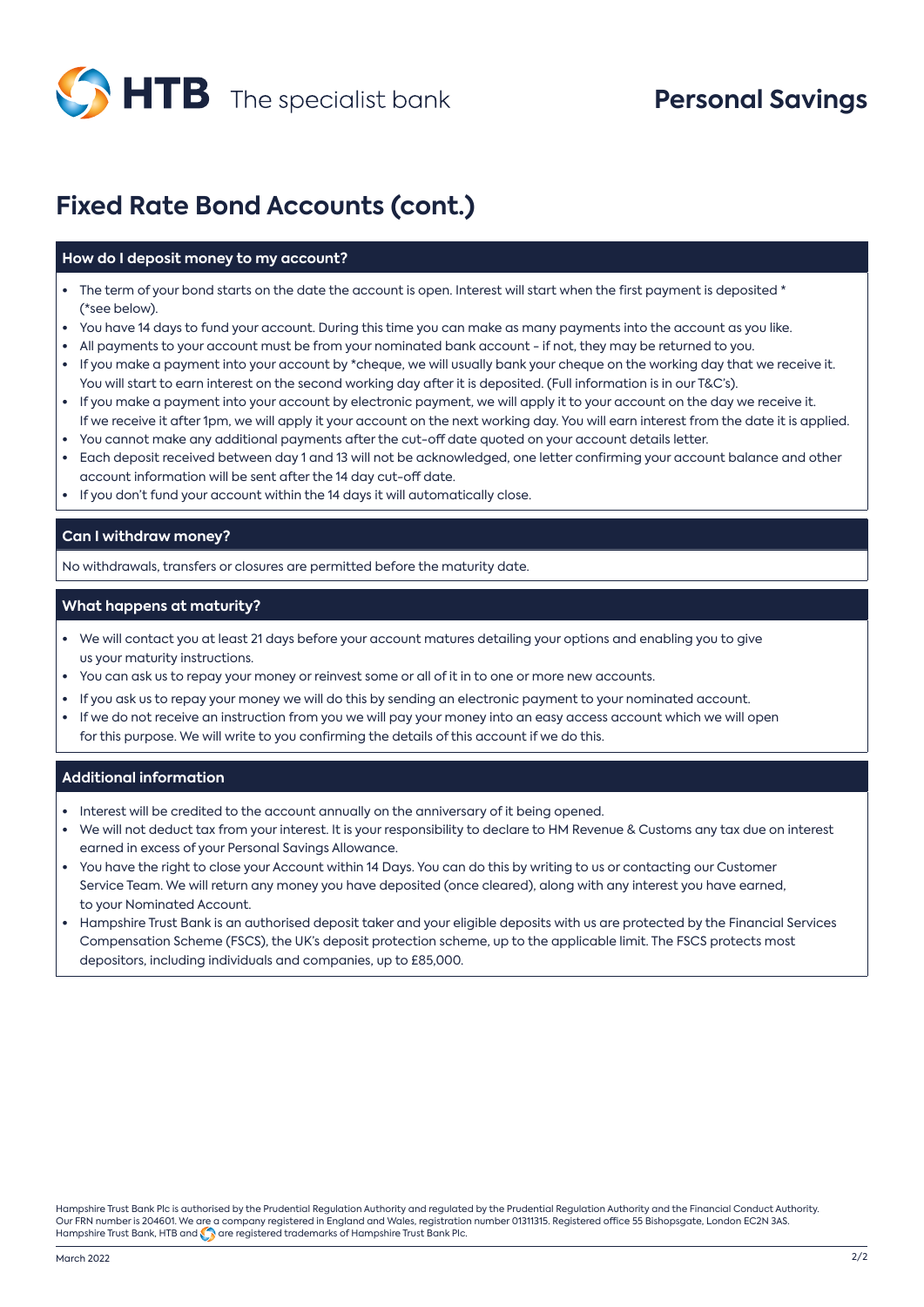# Fixed Rate Bond Accounts (cont.)

## How do I deposit money to my account?

- The term of your bond starts on the date the account is open. Interest will start when the first payment is deposited * (*see below).
- You have 14 days to fund your account. During this time you can make as many payments into the account as you like.
- All payments to your account must be from your nominated bank account - if not, they may be returned to you.
- If you make a payment into your account by *cheque, we will usually bank your cheque on the working day that we receive it. You will start to earn interest on the second working day after it is deposited. (Full information is in our T&C's).
- If you make a payment into your account by electronic payment, we will apply it to your account on the day we receive it. If we receive it after 1pm, we will apply it your account on the next working day. You will earn interest from the date it is applied.
- You cannot make any additional payments after the cut-off date quoted on your account details letter.
- Each deposit received between day 1 and 13 will not be acknowledged, one letter confirming your account balance and other account information will be sent after the 14 day cut-off date.
- If you don't fund your account within the 14 days it will automatically close.

## Can I withdraw money?

No withdrawals, transfers or closures are permitted before the maturity date.

## What happens at maturity?

- We will contact you at least 21 days before your account matures detailing your options and enabling you to give us your maturity instructions.
- You can ask us to repay your money or reinvest some or all of it in to one or more new accounts.
- If you ask us to repay your money we will do this by sending an electronic payment to your nominated account.
- If we do not receive an instruction from you we will pay your money into an easy access account which we will open for this purpose. We will write to you confirming the details of this account if we do this.

## Additional information

- Interest will be credited to the account annually on the anniversary of it being opened.
- We will not deduct tax from your interest. It is your responsibility to declare to HM Revenue & Customs any tax due on interest earned in excess of your Personal Savings Allowance.
- You have the right to close your Account within 14 Days. You can do this by writing to us or contacting our Customer Service Team. We will return any money you have deposited (once cleared), along with any interest you have earned, to your Nominated Account.
- Hampshire Trust Bank is an authorised deposit taker and your eligible deposits with us are protected by the Financial Services Compensation Scheme (FSCS), the UK's deposit protection scheme, up to the applicable limit. The FSCS protects most depositors, including individuals and companies, up to £85,000.

Hampshire Trust Bank Plc is authorised by the Prudential Regulation Authority and regulated by the Prudential Regulation Authority and the Financial Conduct Authority. Our FRN number is 204601. We are a company registered in England and Wales, registration number 01311315. Registered office 55 Bishopsgate, London EC2N 3AS. Hampshire Trust Bank, HTB and are registered trademarks of Hampshire Trust Bank Plc.

March 2022